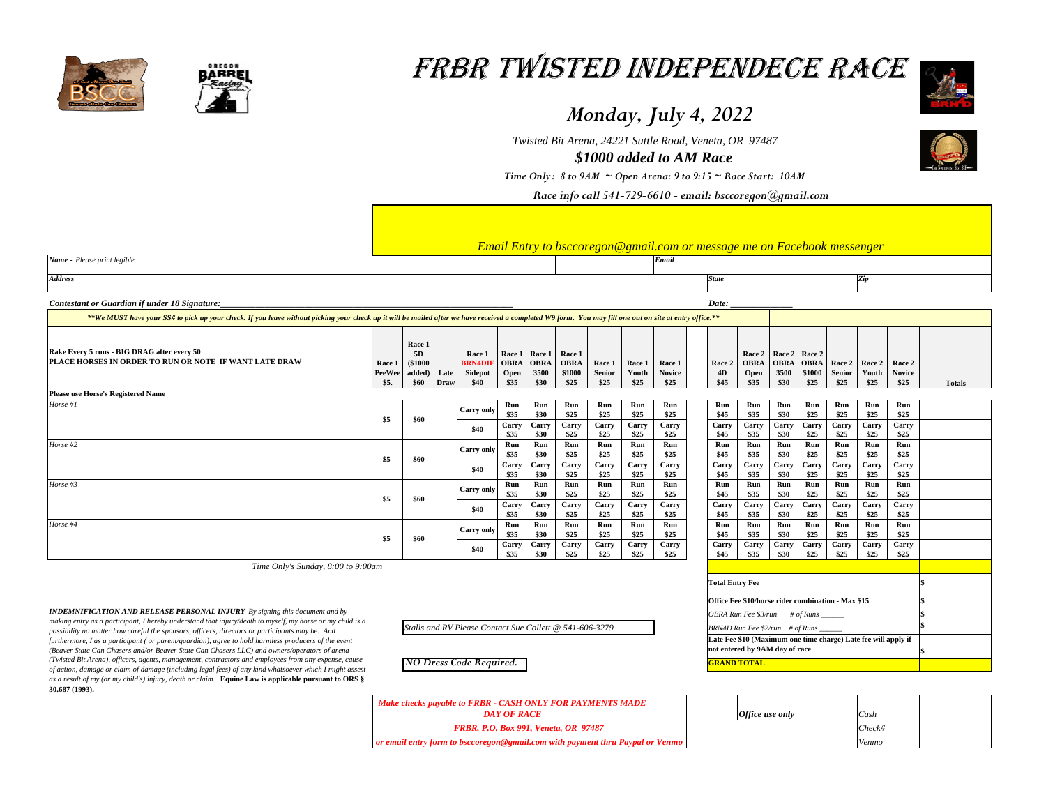# FRBR TWISTED INDEPENDECE RACE

## *Monday, July 4, 2022*

*Twisted Bit Arena, 24221 Suttle Road, Veneta, OR 97487*

***$1000 added to AM Race***

***Time Only: 8 to 9AM ~ Open Arena: 9 to 9:15 ~ Race Start: 10AM***

*Race info call 541-729-6610 - email: bsccoregon@gmail.com*

*Email Entry to bsccoregon@gmail.com or message me on Facebook messenger*

| ***Name** - Please print legible* | ***Email*** | | |
|---|---|---|---|
| ***Address*** | | ***State*** | ***Zip*** |

***Contestant or Guardian if under 18 Signature:*** ______________________________ ***Date:*** ______________

***\*\*We MUST have your SS# to pick up your check. If you leave without picking your check up it will be mailed after we have received a completed W9 form. You may fill one out on site at entry office.\*\****

| **Rake Every 5 runs - BIG DRAG after every 50<br>PLACE HORSES IN ORDER TO RUN OR NOTE IF WANT LATE DRAW** | **Race 1 PeeWee $5.** | **Race 1 5D ($1000 added) $60** | **Late Draw** | **Race 1 BRN4DIF Sidepot $40** | **Race 1 OBRA Open $35** | **Race 1 OBRA 3500 $30** | **Race 1 OBRA $1000 $25** | **Race 1 Senior $25** | **Race 1 Youth $25** | **Race 1 Novice $25** | **Race 2 4D $45** | **Race 2 OBRA Open $35** | **Race 2 OBRA 3500 $30** | **Race 2 OBRA $1000 $25** | **Race 2 Senior $25** | **Race 2 Youth $25** | **Race 2 Novice $25** | **Totals** |
|---|---|---|---|---|---|---|---|---|---|---|---|---|---|---|---|---|---|---|
| **Please use Horse's Registered Name** | | | | | | | | | | | | | | | | | | |
| *Horse #1* | **$5** | **$60** | | **Carry only** | **Run $35** | **Run $30** | **Run $25** | **Run $25** | **Run $25** | **Run $25** | **Run $45** | **Run $35** | **Run $30** | **Run $25** | **Run $25** | **Run $25** | **Run $25** | |
| | | | | **$40** | **Carry $35** | **Carry $30** | **Carry $25** | **Carry $25** | **Carry $25** | **Carry $25** | **Carry $45** | **Carry $35** | **Carry $30** | **Carry $25** | **Carry $25** | **Carry $25** | **Carry $25** | |
| *Horse #2* | **$5** | **$60** | | **Carry only** | **Run $35** | **Run $30** | **Run $25** | **Run $25** | **Run $25** | **Run $25** | **Run $45** | **Run $35** | **Run $30** | **Run $25** | **Run $25** | **Run $25** | **Run $25** | |
| | | | | **$40** | **Carry $35** | **Carry $30** | **Carry $25** | **Carry $25** | **Carry $25** | **Carry $25** | **Carry $45** | **Carry $35** | **Carry $30** | **Carry $25** | **Carry $25** | **Carry $25** | **Carry $25** | |
| *Horse #3* | **$5** | **$60** | | **Carry only** | **Run $35** | **Run $30** | **Run $25** | **Run $25** | **Run $25** | **Run $25** | **Run $45** | **Run $35** | **Run $30** | **Run $25** | **Run $25** | **Run $25** | **Run $25** | |
| | | | | **$40** | **Carry $35** | **Carry $30** | **Carry $25** | **Carry $25** | **Carry $25** | **Carry $25** | **Carry $45** | **Carry $35** | **Carry $30** | **Carry $25** | **Carry $25** | **Carry $25** | **Carry $25** | |
| *Horse #4* | **$5** | **$60** | | **Carry only** | **Run $35** | **Run $30** | **Run $25** | **Run $25** | **Run $25** | **Run $25** | **Run $45** | **Run $35** | **Run $30** | **Run $25** | **Run $25** | **Run $25** | **Run $25** | |
| | | | | **$40** | **Carry $35** | **Carry $30** | **Carry $25** | **Carry $25** | **Carry $25** | **Carry $25** | **Carry $45** | **Carry $35** | **Carry $30** | **Carry $25** | **Carry $25** | **Carry $25** | **Carry $25** | |

*Time Only's Sunday, 8:00 to 9:00am*

| | |
|---|---|
| **Total Entry Fee** | **$** |
| **Office Fee $10/horse rider combination - Max $15** | **$** |
| *OBRA Run Fee $3/run # of Runs ______* | **$** |
| *BRN4D Run Fee $2/run # of Runs ______* | **$** |
| **Late Fee $10 (Maximum one time charge) Late fee will apply if not entered by 9AM day of race** | **$** |
| **GRAND TOTAL** | |

***INDEMNIFICATION AND RELEASE PERSONAL INJURY*** *By signing this document and by making entry as a participant, I hereby understand that injury/death to myself, my horse or my child is a possibility no matter how careful the sponsors, officers, directors or participants may be. And furthermore, I as a participant ( or parent/guardian), agree to hold harmless producers of the event (Beaver State Can Chasers and/or Beaver State Can Chasers LLC) and owners/operators of arena (Twisted Bit Arena), officers, agents, management, contractors and employees from any expense, cause of action, damage or claim of damage (including legal fees) of any kind whatsoever which I might assest as a result of my (or my child's) injury, death or claim.* **Equine Law is applicable pursuant to ORS § 30.687 (1993).**

*Stalls and RV Please Contact Sue Collett @ 541-606-3279*

*NO Dress Code Required.*

***Make checks payable to FRBR - CASH ONLY FOR PAYMENTS MADE DAY OF RACE***

***FRBR, P.O. Box 991, Veneta, OR 97487***

***or email entry form to bsccoregon@gmail.com with payment thru Paypal or Venmo***

| ***Office use only*** | *Cash* | |
|---|---|---|
| | *Check#* | |
| | *Venmo* | |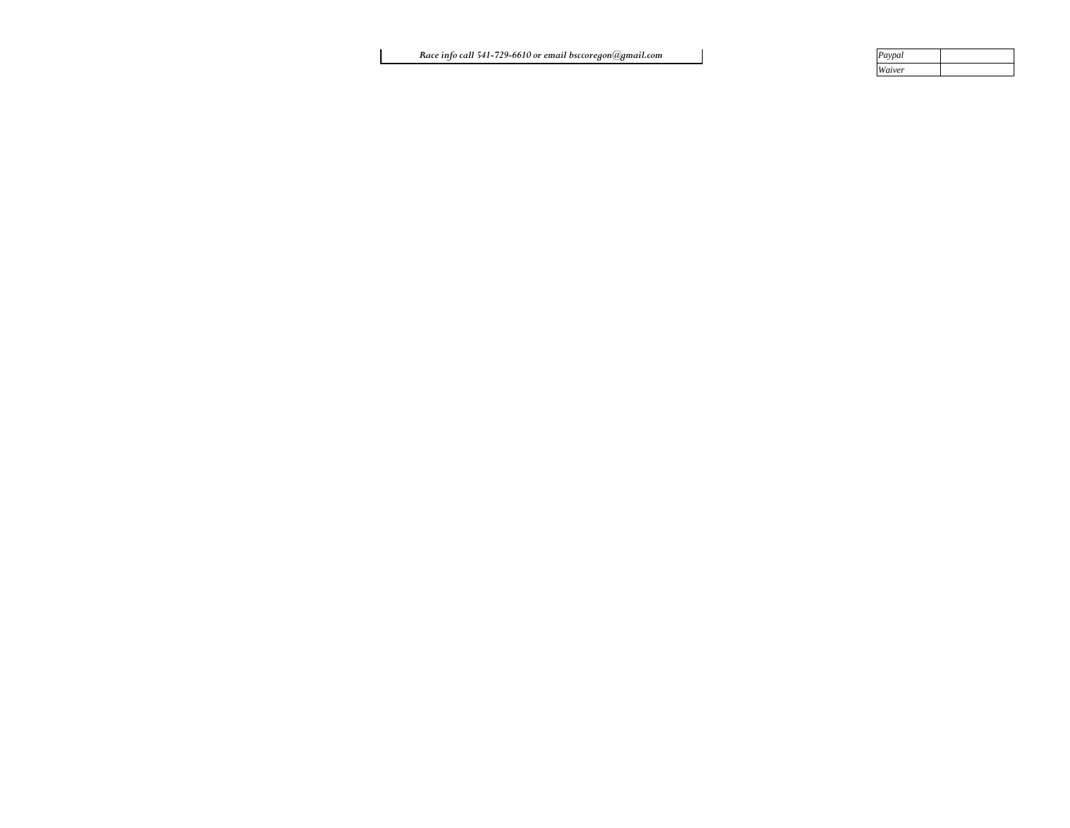*Race info call 541-729-6610 or email bsccoregon@gmail.com*

| *Paypal* | |
|---|---|
| *Waiver* | |